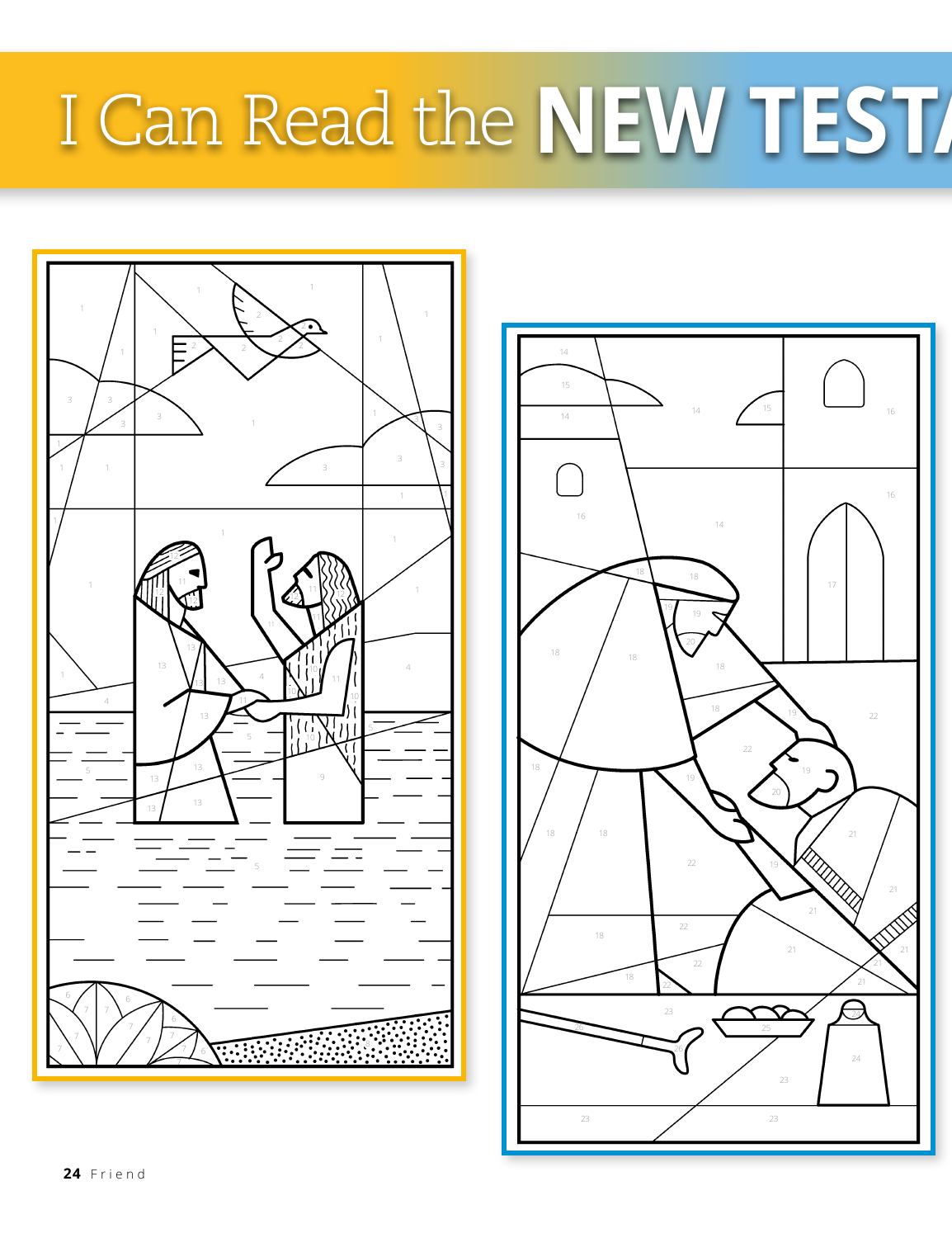# I Can Read the NEW TEST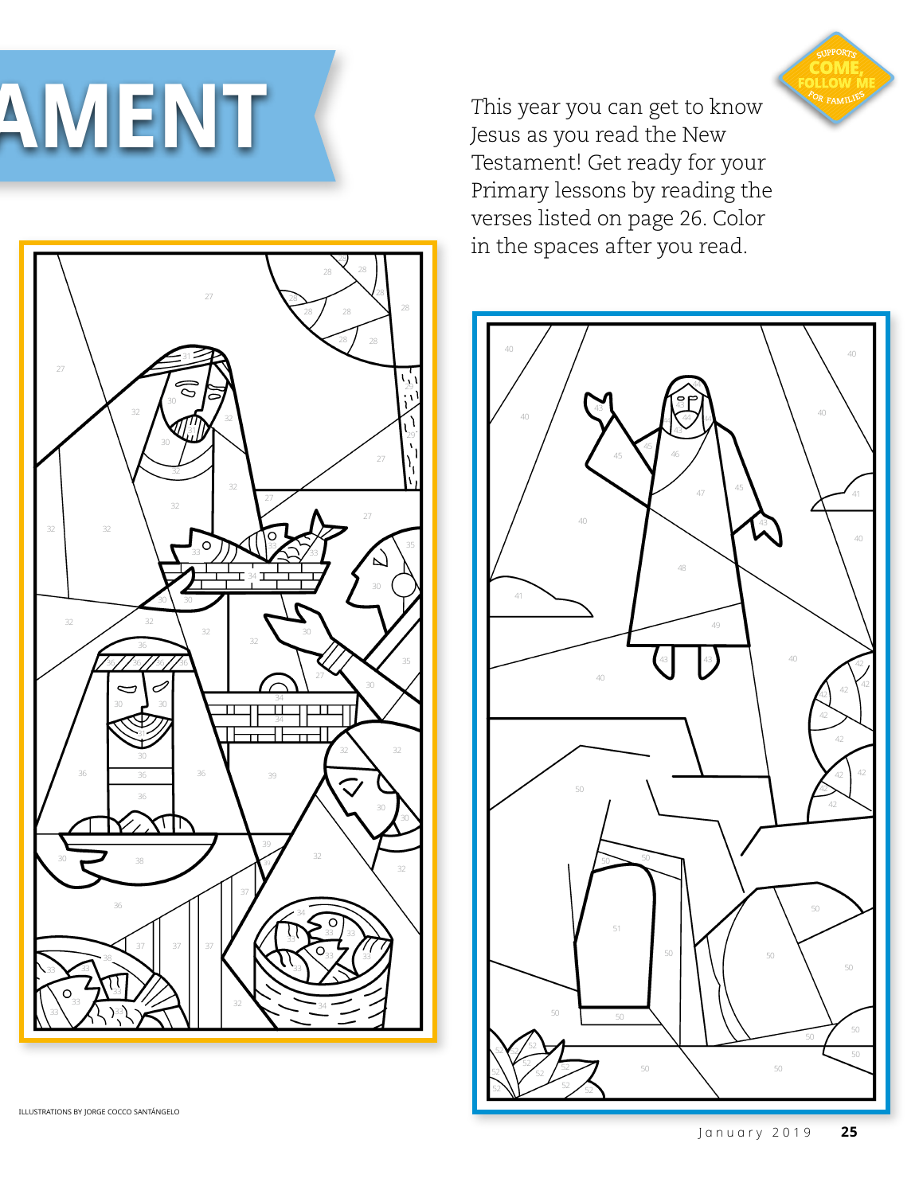# AMENT

SUPPORTS COME, FOLLOW ME FOR FAMILIES

This year you can get to know Jesus as you read the New Testament! Get ready for your Primary lessons by reading the verses listed on page 26. Color in the spaces after you read.

ILLUSTRATIONS BY JORGE COCCO SANTÁNGELO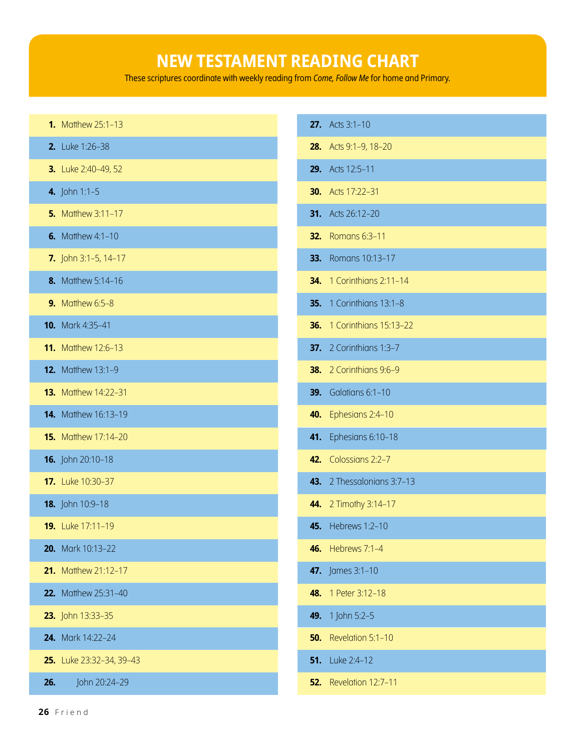# NEW TESTAMENT READING CHART

These scriptures coordinate with weekly reading from *Come, Follow Me* for home and Primary.

1. Matthew 25:1–13
2. Luke 1:26–38
3. Luke 2:40–49, 52
4. John 1:1–5
5. Matthew 3:11–17
6. Matthew 4:1–10
7. John 3:1–5, 14–17
8. Matthew 5:14–16
9. Matthew 6:5–8
10. Mark 4:35–41
11. Matthew 12:6–13
12. Matthew 13:1–9
13. Matthew 14:22–31
14. Matthew 16:13–19
15. Matthew 17:14–20
16. John 20:10–18
17. Luke 10:30–37
18. John 10:9–18
19. Luke 17:11–19
20. Mark 10:13–22
21. Matthew 21:12–17
22. Matthew 25:31–40
23. John 13:33–35
24. Mark 14:22–24
25. Luke 23:32–34, 39–43
26. John 20:24–29
27. Acts 3:1–10
28. Acts 9:1–9, 18–20
29. Acts 12:5–11
30. Acts 17:22–31
31. Acts 26:12–20
32. Romans 6:3–11
33. Romans 10:13–17
34. 1 Corinthians 2:11–14
35. 1 Corinthians 13:1–8
36. 1 Corinthians 15:13–22
37. 2 Corinthians 1:3–7
38. 2 Corinthians 9:6–9
39. Galatians 6:1–10
40. Ephesians 2:4–10
41. Ephesians 6:10–18
42. Colossians 2:2–7
43. 2 Thessalonians 3:7–13
44. 2 Timothy 3:14–17
45. Hebrews 1:2–10
46. Hebrews 7:1–4
47. James 3:1–10
48. 1 Peter 3:12–18
49. 1 John 5:2–5
50. Revelation 5:1–10
51. Luke 2:4–12
52. Revelation 12:7–11